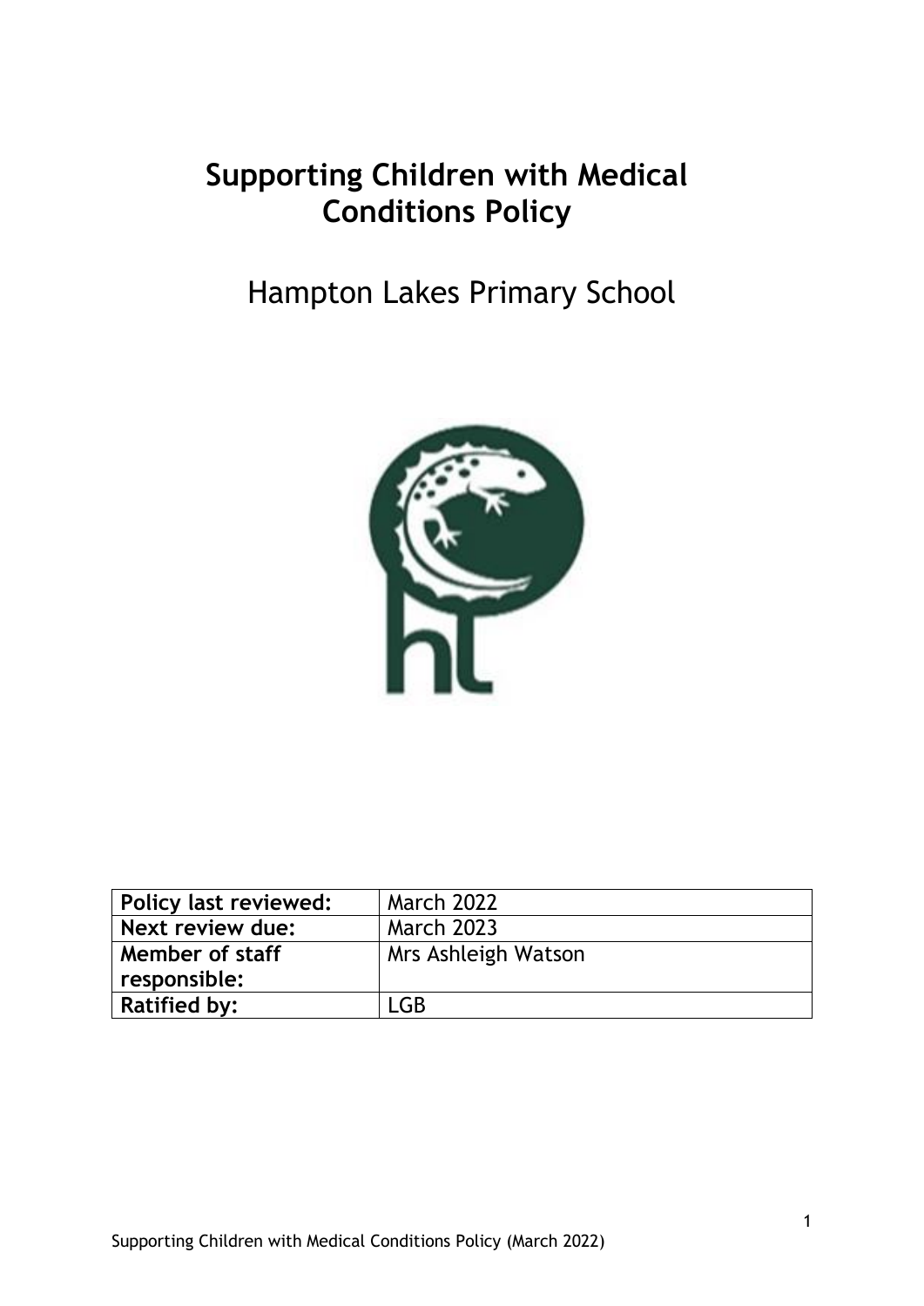# Supporting Children with Medical Conditions Policy

Hampton Lakes Primary School

| Policy last reviewed: | March 2022 |
| --- | --- |
| Next review due: | March 2023 |
| Member of staff responsible: | Mrs Ashleigh Watson |
| Ratified by: | LGB |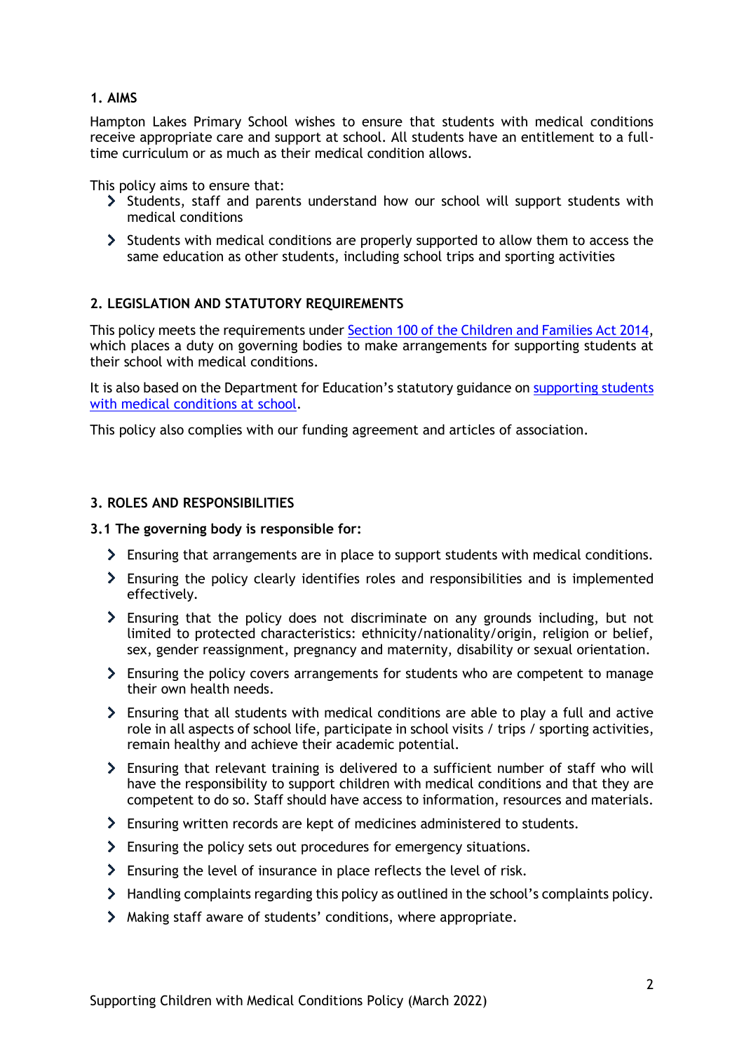## 1. AIMS

Hampton Lakes Primary School wishes to ensure that students with medical conditions receive appropriate care and support at school. All students have an entitlement to a full-time curriculum or as much as their medical condition allows.

This policy aims to ensure that:

- Students, staff and parents understand how our school will support students with medical conditions
- Students with medical conditions are properly supported to allow them to access the same education as other students, including school trips and sporting activities

## 2. LEGISLATION AND STATUTORY REQUIREMENTS

This policy meets the requirements under [Section 100 of the Children and Families Act 2014](), which places a duty on governing bodies to make arrangements for supporting students at their school with medical conditions.

It is also based on the Department for Education's statutory guidance on [supporting students with medical conditions at school]().

This policy also complies with our funding agreement and articles of association.

## 3. ROLES AND RESPONSIBILITIES

### 3.1 The governing body is responsible for:

- Ensuring that arrangements are in place to support students with medical conditions.
- Ensuring the policy clearly identifies roles and responsibilities and is implemented effectively.
- Ensuring that the policy does not discriminate on any grounds including, but not limited to protected characteristics: ethnicity/nationality/origin, religion or belief, sex, gender reassignment, pregnancy and maternity, disability or sexual orientation.
- Ensuring the policy covers arrangements for students who are competent to manage their own health needs.
- Ensuring that all students with medical conditions are able to play a full and active role in all aspects of school life, participate in school visits / trips / sporting activities, remain healthy and achieve their academic potential.
- Ensuring that relevant training is delivered to a sufficient number of staff who will have the responsibility to support children with medical conditions and that they are competent to do so. Staff should have access to information, resources and materials.
- Ensuring written records are kept of medicines administered to students.
- Ensuring the policy sets out procedures for emergency situations.
- Ensuring the level of insurance in place reflects the level of risk.
- Handling complaints regarding this policy as outlined in the school's complaints policy.
- Making staff aware of students' conditions, where appropriate.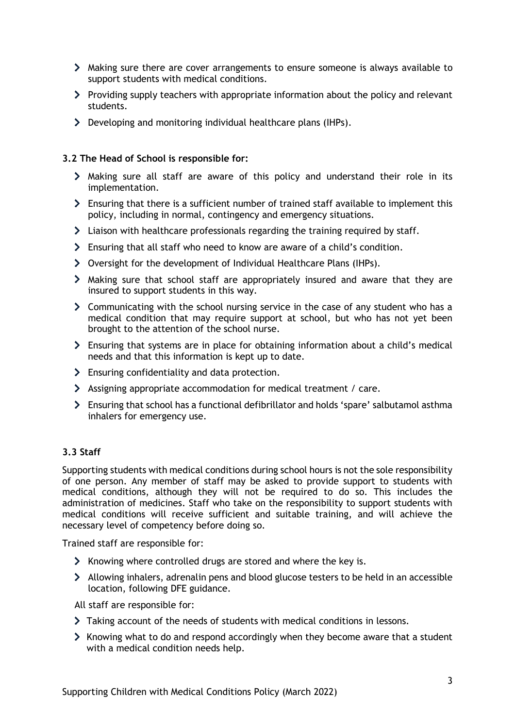- Making sure there are cover arrangements to ensure someone is always available to support students with medical conditions.
- Providing supply teachers with appropriate information about the policy and relevant students.
- Developing and monitoring individual healthcare plans (IHPs).

### 3.2 The Head of School is responsible for:

- Making sure all staff are aware of this policy and understand their role in its implementation.
- Ensuring that there is a sufficient number of trained staff available to implement this policy, including in normal, contingency and emergency situations.
- Liaison with healthcare professionals regarding the training required by staff.
- Ensuring that all staff who need to know are aware of a child's condition.
- Oversight for the development of Individual Healthcare Plans (IHPs).
- Making sure that school staff are appropriately insured and aware that they are insured to support students in this way.
- Communicating with the school nursing service in the case of any student who has a medical condition that may require support at school, but who has not yet been brought to the attention of the school nurse.
- Ensuring that systems are in place for obtaining information about a child's medical needs and that this information is kept up to date.
- Ensuring confidentiality and data protection.
- Assigning appropriate accommodation for medical treatment / care.
- Ensuring that school has a functional defibrillator and holds 'spare' salbutamol asthma inhalers for emergency use.

### 3.3 Staff

Supporting students with medical conditions during school hours is not the sole responsibility of one person. Any member of staff may be asked to provide support to students with medical conditions, although they will not be required to do so. This includes the administration of medicines. Staff who take on the responsibility to support students with medical conditions will receive sufficient and suitable training, and will achieve the necessary level of competency before doing so.

Trained staff are responsible for:

- Knowing where controlled drugs are stored and where the key is.
- Allowing inhalers, adrenalin pens and blood glucose testers to be held in an accessible location, following DFE guidance.

All staff are responsible for:

- Taking account of the needs of students with medical conditions in lessons.
- Knowing what to do and respond accordingly when they become aware that a student with a medical condition needs help.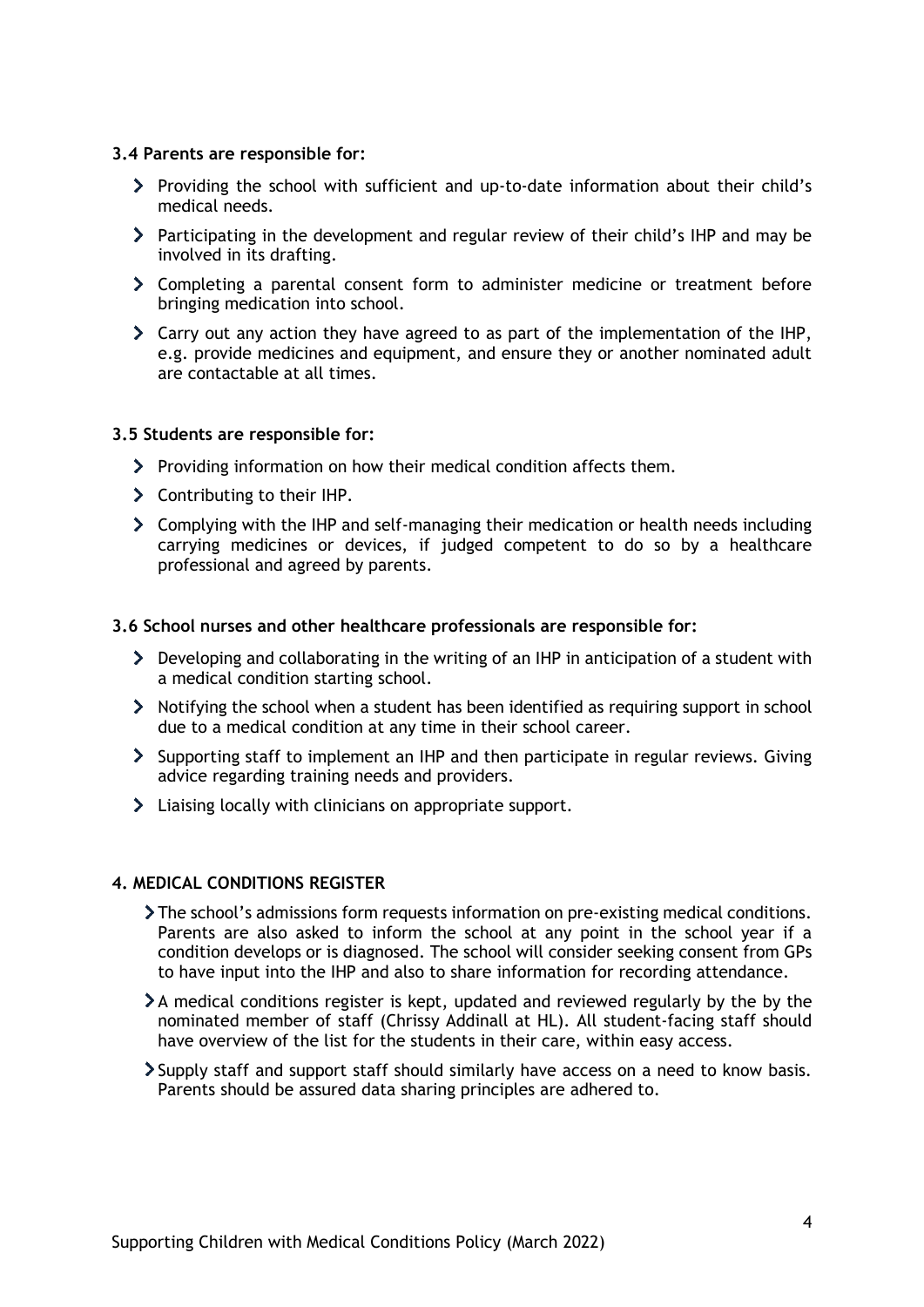**3.4 Parents are responsible for:**

- Providing the school with sufficient and up-to-date information about their child's medical needs.
- Participating in the development and regular review of their child's IHP and may be involved in its drafting.
- Completing a parental consent form to administer medicine or treatment before bringing medication into school.
- Carry out any action they have agreed to as part of the implementation of the IHP, e.g. provide medicines and equipment, and ensure they or another nominated adult are contactable at all times.

**3.5 Students are responsible for:**

- Providing information on how their medical condition affects them.
- Contributing to their IHP.
- Complying with the IHP and self-managing their medication or health needs including carrying medicines or devices, if judged competent to do so by a healthcare professional and agreed by parents.

**3.6 School nurses and other healthcare professionals are responsible for:**

- Developing and collaborating in the writing of an IHP in anticipation of a student with a medical condition starting school.
- Notifying the school when a student has been identified as requiring support in school due to a medical condition at any time in their school career.
- Supporting staff to implement an IHP and then participate in regular reviews. Giving advice regarding training needs and providers.
- Liaising locally with clinicians on appropriate support.

**4. MEDICAL CONDITIONS REGISTER**

- The school's admissions form requests information on pre-existing medical conditions. Parents are also asked to inform the school at any point in the school year if a condition develops or is diagnosed. The school will consider seeking consent from GPs to have input into the IHP and also to share information for recording attendance.
- A medical conditions register is kept, updated and reviewed regularly by the by the nominated member of staff (Chrissy Addinall at HL). All student-facing staff should have overview of the list for the students in their care, within easy access.
- Supply staff and support staff should similarly have access on a need to know basis. Parents should be assured data sharing principles are adhered to.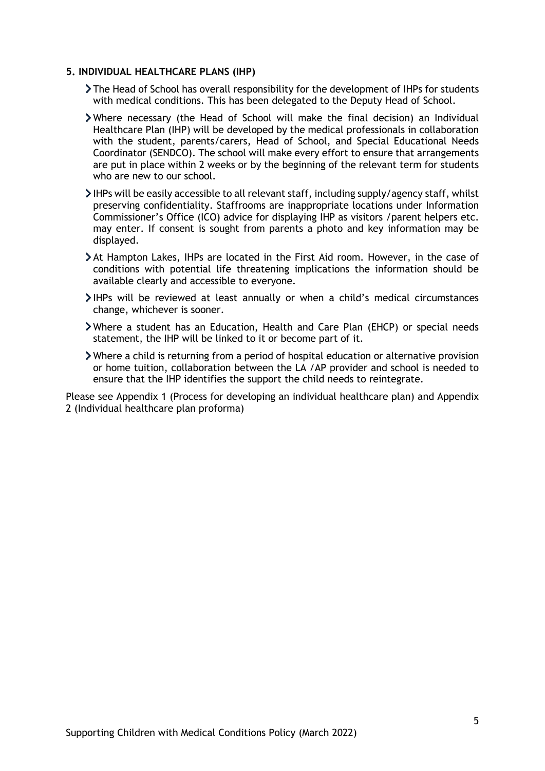## 5. INDIVIDUAL HEALTHCARE PLANS (IHP)

- The Head of School has overall responsibility for the development of IHPs for students with medical conditions. This has been delegated to the Deputy Head of School.
- Where necessary (the Head of School will make the final decision) an Individual Healthcare Plan (IHP) will be developed by the medical professionals in collaboration with the student, parents/carers, Head of School, and Special Educational Needs Coordinator (SENDCO). The school will make every effort to ensure that arrangements are put in place within 2 weeks or by the beginning of the relevant term for students who are new to our school.
- IHPs will be easily accessible to all relevant staff, including supply/agency staff, whilst preserving confidentiality. Staffrooms are inappropriate locations under Information Commissioner's Office (ICO) advice for displaying IHP as visitors /parent helpers etc. may enter. If consent is sought from parents a photo and key information may be displayed.
- At Hampton Lakes, IHPs are located in the First Aid room. However, in the case of conditions with potential life threatening implications the information should be available clearly and accessible to everyone.
- IHPs will be reviewed at least annually or when a child's medical circumstances change, whichever is sooner.
- Where a student has an Education, Health and Care Plan (EHCP) or special needs statement, the IHP will be linked to it or become part of it.
- Where a child is returning from a period of hospital education or alternative provision or home tuition, collaboration between the LA /AP provider and school is needed to ensure that the IHP identifies the support the child needs to reintegrate.

Please see Appendix 1 (Process for developing an individual healthcare plan) and Appendix 2 (Individual healthcare plan proforma)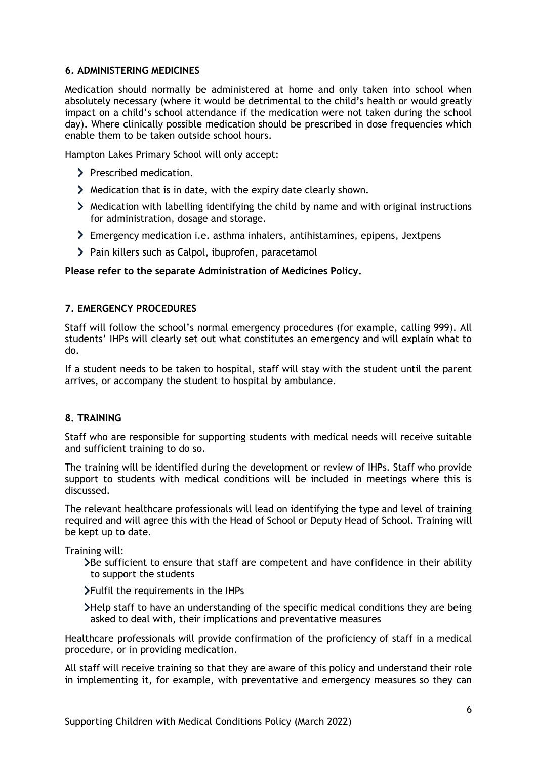## 6. ADMINISTERING MEDICINES

Medication should normally be administered at home and only taken into school when absolutely necessary (where it would be detrimental to the child's health or would greatly impact on a child's school attendance if the medication were not taken during the school day). Where clinically possible medication should be prescribed in dose frequencies which enable them to be taken outside school hours.

Hampton Lakes Primary School will only accept:

- Prescribed medication.
- Medication that is in date, with the expiry date clearly shown.
- Medication with labelling identifying the child by name and with original instructions for administration, dosage and storage.
- Emergency medication i.e. asthma inhalers, antihistamines, epipens, Jextpens
- Pain killers such as Calpol, ibuprofen, paracetamol

**Please refer to the separate Administration of Medicines Policy.**

## 7. EMERGENCY PROCEDURES

Staff will follow the school's normal emergency procedures (for example, calling 999). All students' IHPs will clearly set out what constitutes an emergency and will explain what to do.

If a student needs to be taken to hospital, staff will stay with the student until the parent arrives, or accompany the student to hospital by ambulance.

## 8. TRAINING

Staff who are responsible for supporting students with medical needs will receive suitable and sufficient training to do so.

The training will be identified during the development or review of IHPs. Staff who provide support to students with medical conditions will be included in meetings where this is discussed.

The relevant healthcare professionals will lead on identifying the type and level of training required and will agree this with the Head of School or Deputy Head of School. Training will be kept up to date.

Training will:

- Be sufficient to ensure that staff are competent and have confidence in their ability to support the students
- Fulfil the requirements in the IHPs
- Help staff to have an understanding of the specific medical conditions they are being asked to deal with, their implications and preventative measures

Healthcare professionals will provide confirmation of the proficiency of staff in a medical procedure, or in providing medication.

All staff will receive training so that they are aware of this policy and understand their role in implementing it, for example, with preventative and emergency measures so they can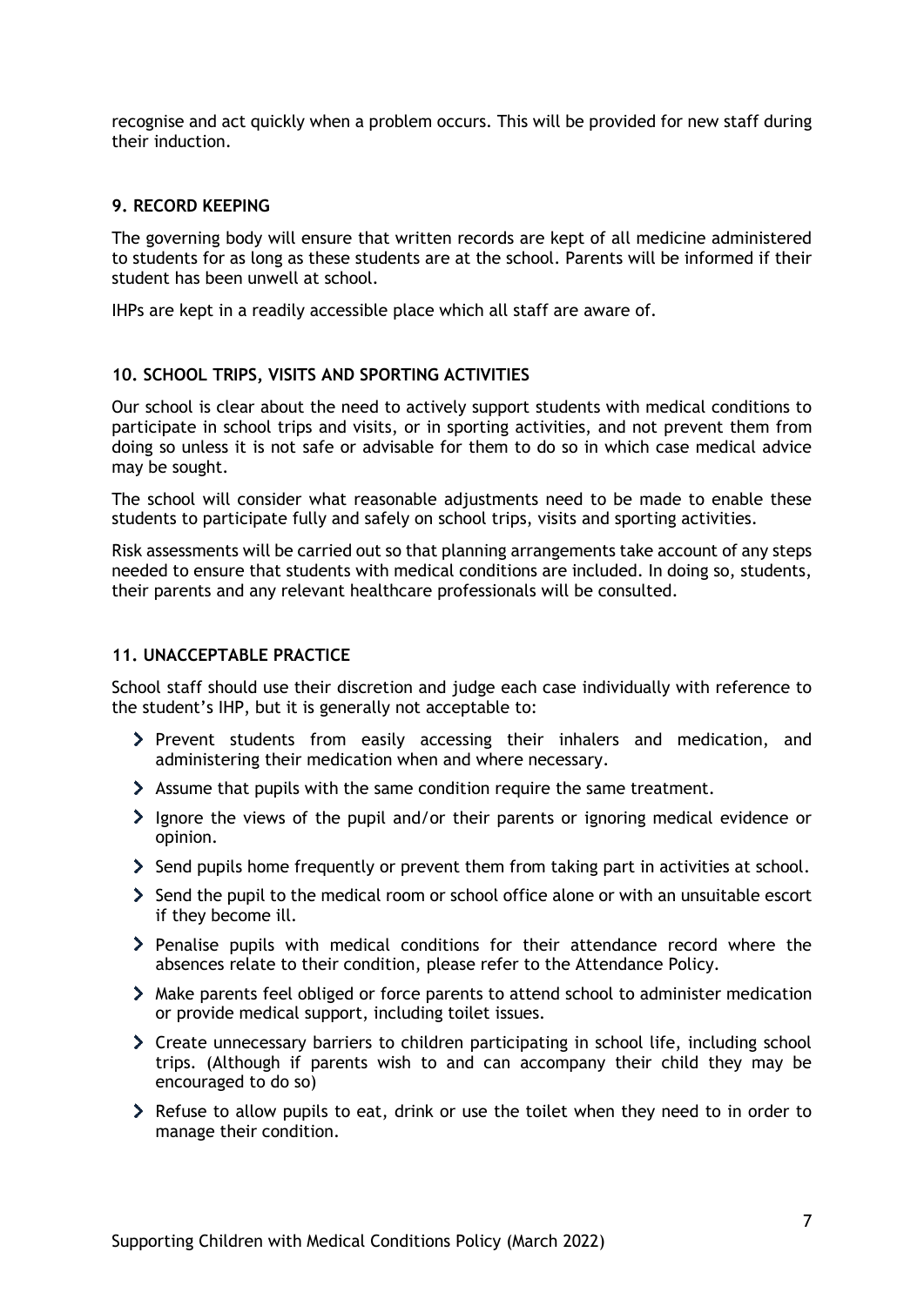recognise and act quickly when a problem occurs. This will be provided for new staff during their induction.

## 9. RECORD KEEPING

The governing body will ensure that written records are kept of all medicine administered to students for as long as these students are at the school. Parents will be informed if their student has been unwell at school.

IHPs are kept in a readily accessible place which all staff are aware of.

## 10. SCHOOL TRIPS, VISITS AND SPORTING ACTIVITIES

Our school is clear about the need to actively support students with medical conditions to participate in school trips and visits, or in sporting activities, and not prevent them from doing so unless it is not safe or advisable for them to do so in which case medical advice may be sought.

The school will consider what reasonable adjustments need to be made to enable these students to participate fully and safely on school trips, visits and sporting activities.

Risk assessments will be carried out so that planning arrangements take account of any steps needed to ensure that students with medical conditions are included. In doing so, students, their parents and any relevant healthcare professionals will be consulted.

## 11. UNACCEPTABLE PRACTICE

School staff should use their discretion and judge each case individually with reference to the student's IHP, but it is generally not acceptable to:

- Prevent students from easily accessing their inhalers and medication, and administering their medication when and where necessary.
- Assume that pupils with the same condition require the same treatment.
- Ignore the views of the pupil and/or their parents or ignoring medical evidence or opinion.
- Send pupils home frequently or prevent them from taking part in activities at school.
- Send the pupil to the medical room or school office alone or with an unsuitable escort if they become ill.
- Penalise pupils with medical conditions for their attendance record where the absences relate to their condition, please refer to the Attendance Policy.
- Make parents feel obliged or force parents to attend school to administer medication or provide medical support, including toilet issues.
- Create unnecessary barriers to children participating in school life, including school trips. (Although if parents wish to and can accompany their child they may be encouraged to do so)
- Refuse to allow pupils to eat, drink or use the toilet when they need to in order to manage their condition.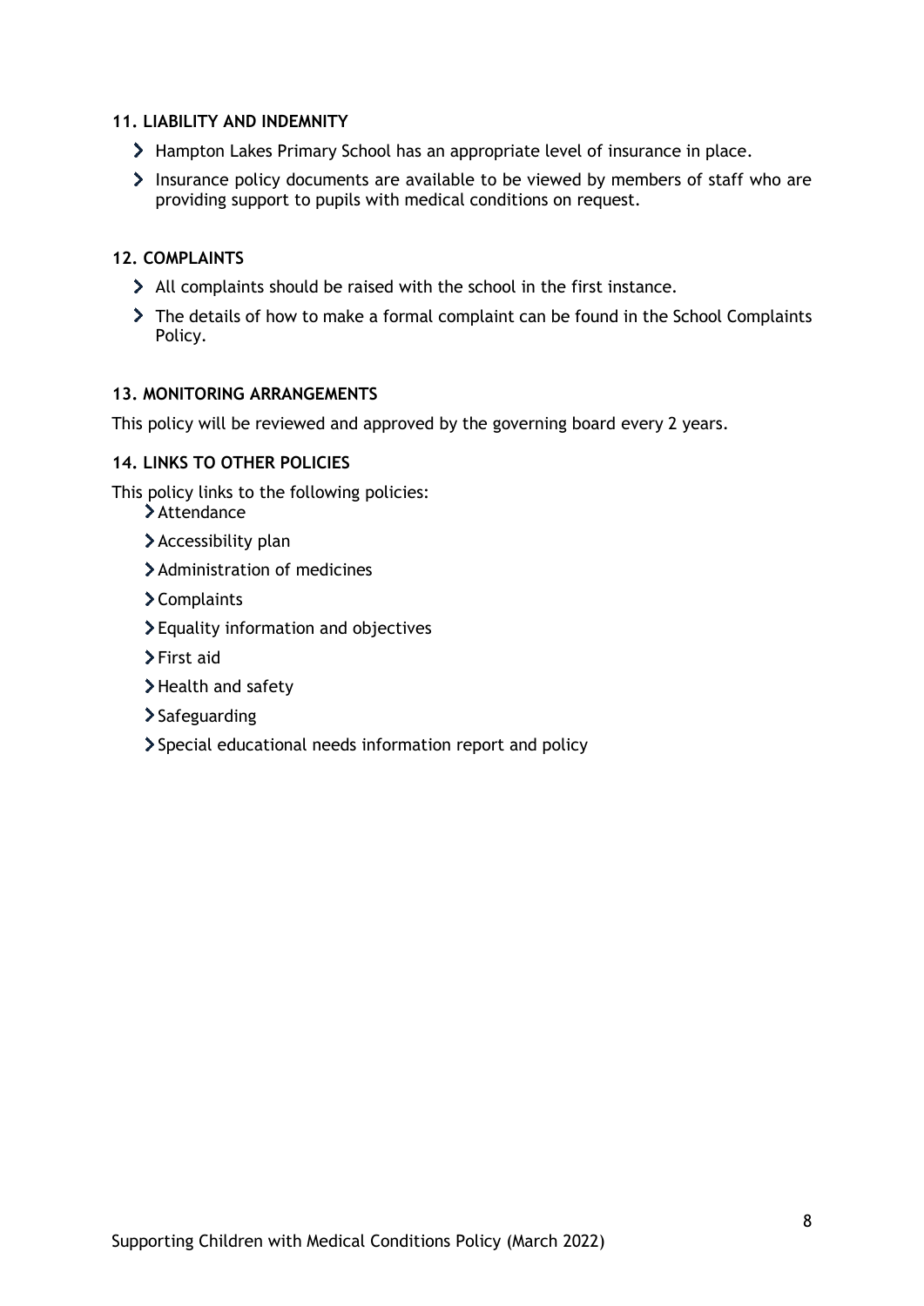### 11. LIABILITY AND INDEMNITY

- Hampton Lakes Primary School has an appropriate level of insurance in place.
- Insurance policy documents are available to be viewed by members of staff who are providing support to pupils with medical conditions on request.

### 12. COMPLAINTS

- All complaints should be raised with the school in the first instance.
- The details of how to make a formal complaint can be found in the School Complaints Policy.

### 13. MONITORING ARRANGEMENTS

This policy will be reviewed and approved by the governing board every 2 years.

### 14. LINKS TO OTHER POLICIES

This policy links to the following policies:

- Attendance
- Accessibility plan
- Administration of medicines
- Complaints
- Equality information and objectives
- First aid
- Health and safety
- Safeguarding
- Special educational needs information report and policy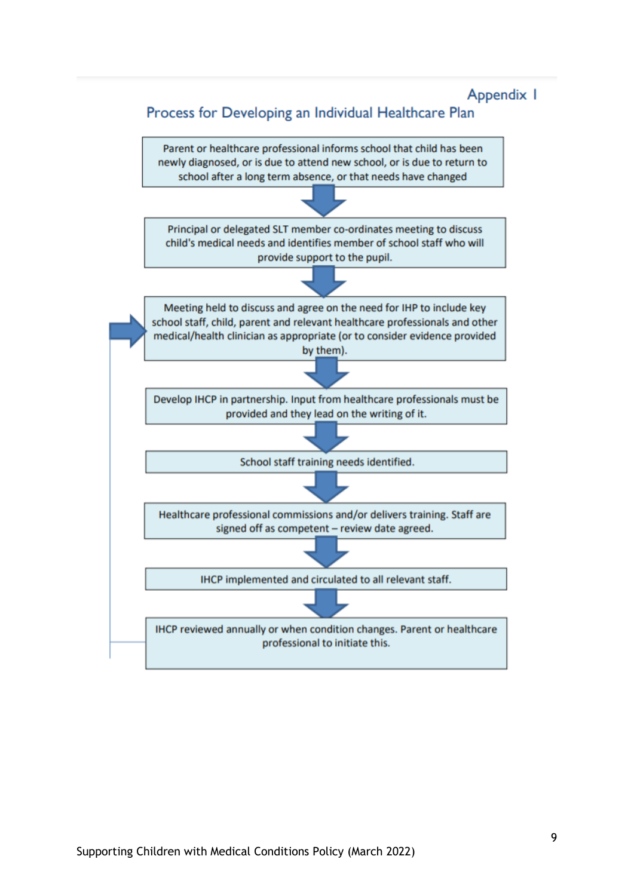## Appendix I

## Process for Developing an Individual Healthcare Plan

Parent or healthcare professional informs school that child has been newly diagnosed, or is due to attend new school, or is due to return to school after a long term absence, or that needs have changed

↓

Principal or delegated SLT member co-ordinates meeting to discuss child's medical needs and identifies member of school staff who will provide support to the pupil.

↓

Meeting held to discuss and agree on the need for IHP to include key school staff, child, parent and relevant healthcare professionals and other medical/health clinician as appropriate (or to consider evidence provided by them).

↓

Develop IHCP in partnership. Input from healthcare professionals must be provided and they lead on the writing of it.

↓

School staff training needs identified.

↓

Healthcare professional commissions and/or delivers training. Staff are signed off as competent – review date agreed.

↓

IHCP implemented and circulated to all relevant staff.

↓

IHCP reviewed annually or when condition changes. Parent or healthcare professional to initiate this.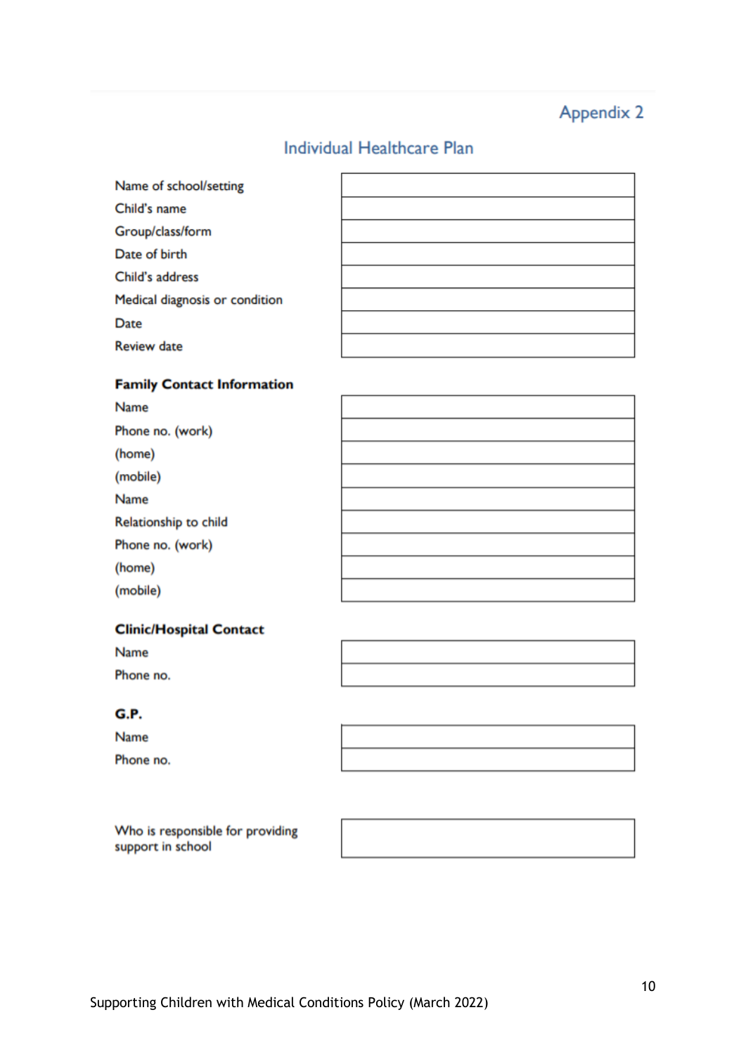Appendix 2

# Individual Healthcare Plan

| | |
|---|---|
| Name of school/setting | |
| Child's name | |
| Group/class/form | |
| Date of birth | |
| Child's address | |
| Medical diagnosis or condition | |
| Date | |
| Review date | |

**Family Contact Information**

| | |
|---|---|
| Name | |
| Phone no. (work) | |
| (home) | |
| (mobile) | |
| Name | |
| Relationship to child | |
| Phone no. (work) | |
| (home) | |
| (mobile) | |

**Clinic/Hospital Contact**

| | |
|---|---|
| Name | |
| Phone no. | |

**G.P.**

| | |
|---|---|
| Name | |
| Phone no. | |

| | |
|---|---|
| Who is responsible for providing support in school | |

Supporting Children with Medical Conditions Policy (March 2022)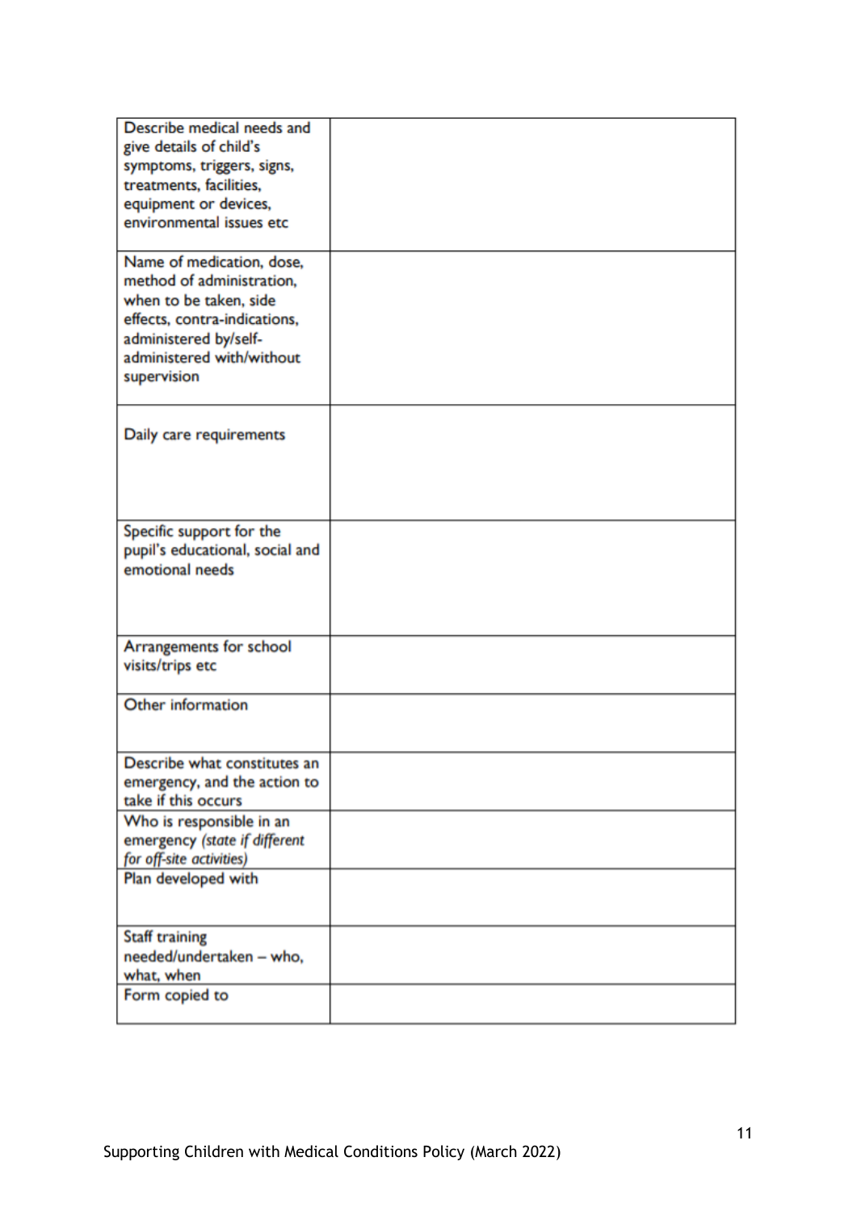| | |
|---|---|
| Describe medical needs and give details of child's symptoms, triggers, signs, treatments, facilities, equipment or devices, environmental issues etc | |
| Name of medication, dose, method of administration, when to be taken, side effects, contra-indications, administered by/self-administered with/without supervision | |
| Daily care requirements | |
| Specific support for the pupil's educational, social and emotional needs | |
| Arrangements for school visits/trips etc | |
| Other information | |
| Describe what constitutes an emergency, and the action to take if this occurs | |
| Who is responsible in an emergency *(state if different for off-site activities)* | |
| Plan developed with | |
| Staff training needed/undertaken – who, what, when | |
| Form copied to | |